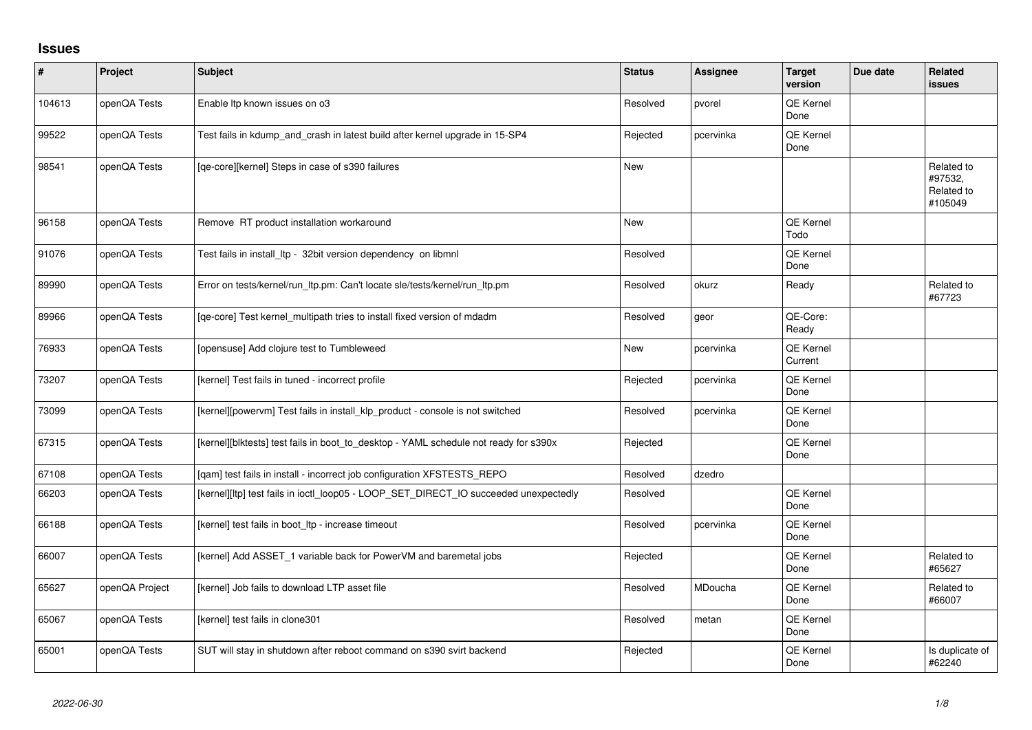## Issues

| # | Project | Subject | Status | Assignee | Target version | Due date | Related issues |
|---|---|---|---|---|---|---|---|
| 104613 | openQA Tests | Enable ltp known issues on o3 | Resolved | pvorel | QE Kernel Done | | |
| 99522 | openQA Tests | Test fails in kdump_and_crash in latest build after kernel upgrade in 15-SP4 | Rejected | pcervinka | QE Kernel Done | | |
| 98541 | openQA Tests | [qe-core][kernel] Steps in case of s390 failures | New | | | | Related to #97532, Related to #105049 |
| 96158 | openQA Tests | Remove RT product installation workaround | New | | QE Kernel Todo | | |
| 91076 | openQA Tests | Test fails in install_ltp - 32bit version dependency on libmnl | Resolved | | QE Kernel Done | | |
| 89990 | openQA Tests | Error on tests/kernel/run_ltp.pm: Can't locate sle/tests/kernel/run_ltp.pm | Resolved | okurz | Ready | | Related to #67723 |
| 89966 | openQA Tests | [qe-core] Test kernel_multipath tries to install fixed version of mdadm | Resolved | geor | QE-Core: Ready | | |
| 76933 | openQA Tests | [opensuse] Add clojure test to Tumbleweed | New | pcervinka | QE Kernel Current | | |
| 73207 | openQA Tests | [kernel] Test fails in tuned - incorrect profile | Rejected | pcervinka | QE Kernel Done | | |
| 73099 | openQA Tests | [kernel][powervm] Test fails in install_klp_product - console is not switched | Resolved | pcervinka | QE Kernel Done | | |
| 67315 | openQA Tests | [kernel][blktests] test fails in boot_to_desktop - YAML schedule not ready for s390x | Rejected | | QE Kernel Done | | |
| 67108 | openQA Tests | [qam] test fails in install - incorrect job configuration XFSTESTS_REPO | Resolved | dzedro | | | |
| 66203 | openQA Tests | [kernel][ltp] test fails in ioctl_loop05 - LOOP_SET_DIRECT_IO succeeded unexpectedly | Resolved | | QE Kernel Done | | |
| 66188 | openQA Tests | [kernel] test fails in boot_ltp - increase timeout | Resolved | pcervinka | QE Kernel Done | | |
| 66007 | openQA Tests | [kernel] Add ASSET_1 variable back for PowerVM and baremetal jobs | Rejected | | QE Kernel Done | | Related to #65627 |
| 65627 | openQA Project | [kernel] Job fails to download LTP asset file | Resolved | MDoucha | QE Kernel Done | | Related to #66007 |
| 65067 | openQA Tests | [kernel] test fails in clone301 | Resolved | metan | QE Kernel Done | | |
| 65001 | openQA Tests | SUT will stay in shutdown after reboot command on s390 svirt backend | Rejected | | QE Kernel Done | | Is duplicate of #62240 |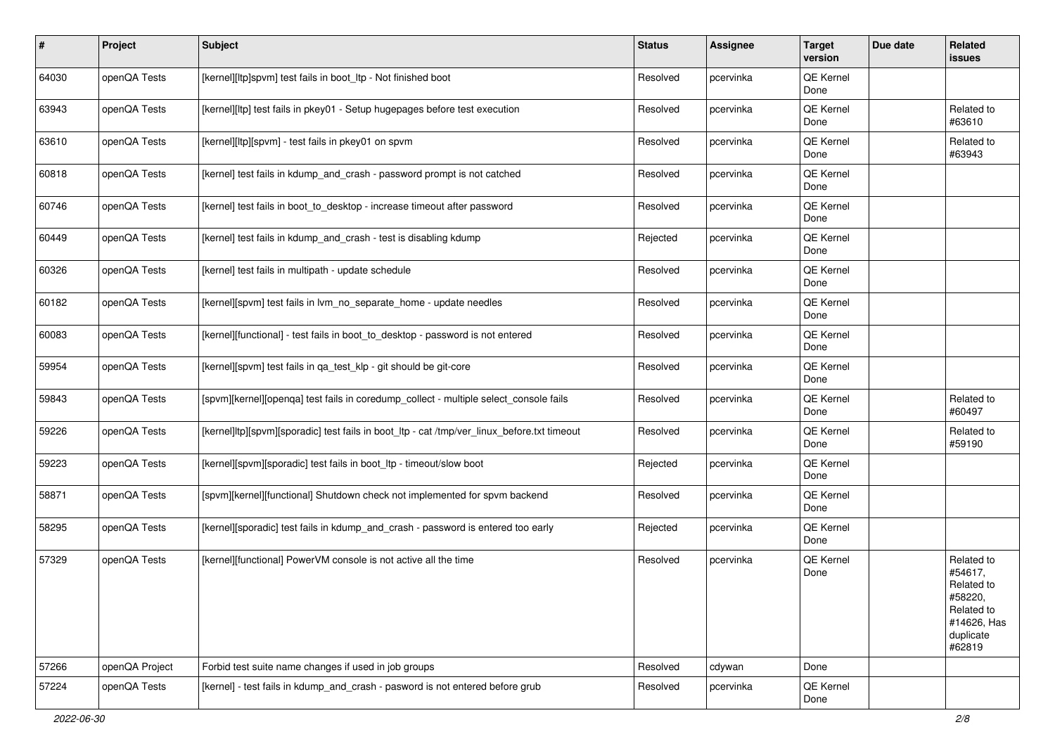| # | Project | Subject | Status | Assignee | Target version | Due date | Related issues |
|---|---|---|---|---|---|---|---|
| 64030 | openQA Tests | [kernel][ltp]spvm] test fails in boot_ltp - Not finished boot | Resolved | pcervinka | QE Kernel Done | | |
| 63943 | openQA Tests | [kernel][ltp] test fails in pkey01 - Setup hugepages before test execution | Resolved | pcervinka | QE Kernel Done | | Related to #63610 |
| 63610 | openQA Tests | [kernel][ltp][spvm] - test fails in pkey01 on spvm | Resolved | pcervinka | QE Kernel Done | | Related to #63943 |
| 60818 | openQA Tests | [kernel] test fails in kdump_and_crash - password prompt is not catched | Resolved | pcervinka | QE Kernel Done | | |
| 60746 | openQA Tests | [kernel] test fails in boot_to_desktop - increase timeout after password | Resolved | pcervinka | QE Kernel Done | | |
| 60449 | openQA Tests | [kernel] test fails in kdump_and_crash - test is disabling kdump | Rejected | pcervinka | QE Kernel Done | | |
| 60326 | openQA Tests | [kernel] test fails in multipath - update schedule | Resolved | pcervinka | QE Kernel Done | | |
| 60182 | openQA Tests | [kernel][spvm] test fails in lvm_no_separate_home - update needles | Resolved | pcervinka | QE Kernel Done | | |
| 60083 | openQA Tests | [kernel][functional] - test fails in boot_to_desktop - password is not entered | Resolved | pcervinka | QE Kernel Done | | |
| 59954 | openQA Tests | [kernel][spvm] test fails in qa_test_klp - git should be git-core | Resolved | pcervinka | QE Kernel Done | | |
| 59843 | openQA Tests | [spvm][kernel][openqa] test fails in coredump_collect - multiple select_console fails | Resolved | pcervinka | QE Kernel Done | | Related to #60497 |
| 59226 | openQA Tests | [kernel]ltp][spvm][sporadic] test fails in boot_ltp - cat /tmp/ver_linux_before.txt timeout | Resolved | pcervinka | QE Kernel Done | | Related to #59190 |
| 59223 | openQA Tests | [kernel][spvm][sporadic] test fails in boot_ltp - timeout/slow boot | Rejected | pcervinka | QE Kernel Done | | |
| 58871 | openQA Tests | [spvm][kernel][functional] Shutdown check not implemented for spvm backend | Resolved | pcervinka | QE Kernel Done | | |
| 58295 | openQA Tests | [kernel][sporadic] test fails in kdump_and_crash - password is entered too early | Rejected | pcervinka | QE Kernel Done | | |
| 57329 | openQA Tests | [kernel][functional] PowerVM console is not active all the time | Resolved | pcervinka | QE Kernel Done | | Related to #54617, Related to #58220, Related to #14626, Has duplicate #62819 |
| 57266 | openQA Project | Forbid test suite name changes if used in job groups | Resolved | cdywan | Done | | |
| 57224 | openQA Tests | [kernel] - test fails in kdump_and_crash - pasword is not entered before grub | Resolved | pcervinka | QE Kernel Done | | |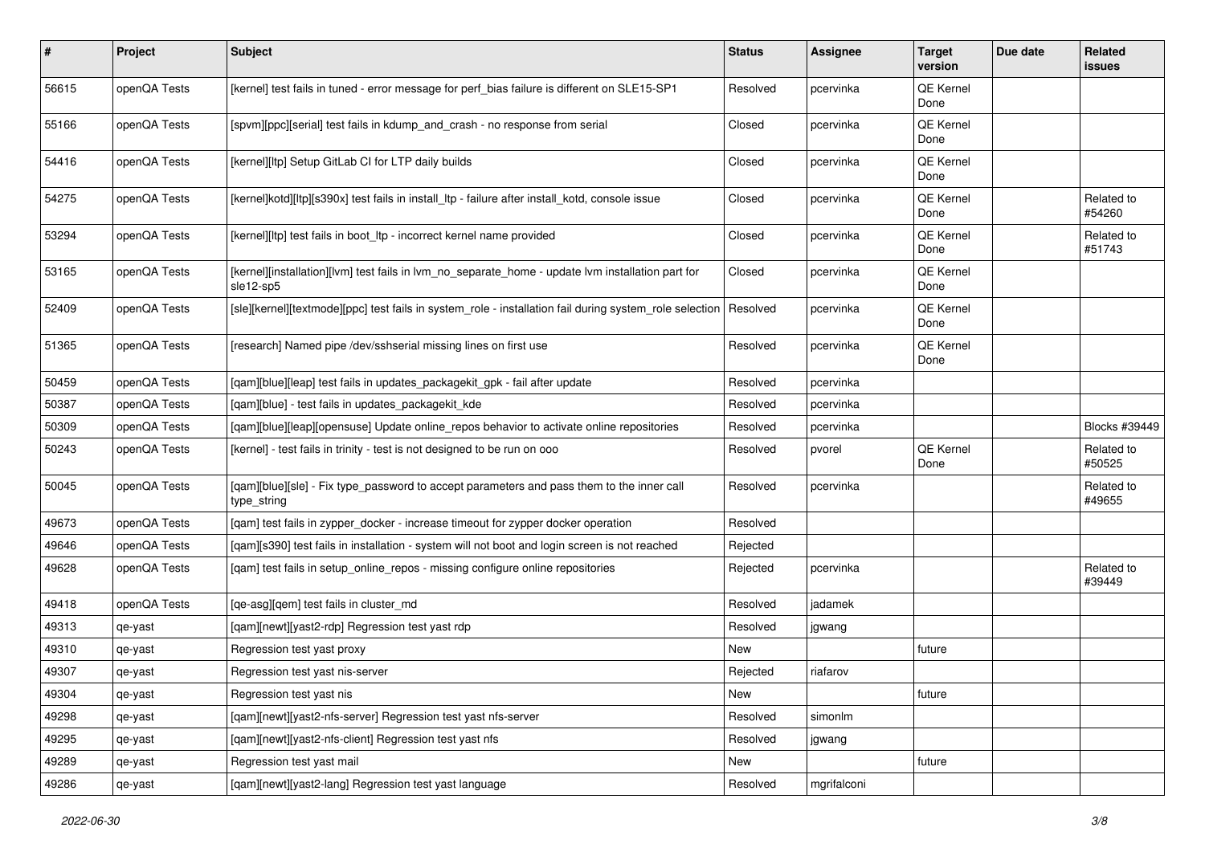| # | Project | Subject | Status | Assignee | Target version | Due date | Related issues |
|---|---|---|---|---|---|---|---|
| 56615 | openQA Tests | [kernel] test fails in tuned - error message for perf_bias failure is different on SLE15-SP1 | Resolved | pcervinka | QE Kernel Done | | |
| 55166 | openQA Tests | [spvm][ppc][serial] test fails in kdump_and_crash - no response from serial | Closed | pcervinka | QE Kernel Done | | |
| 54416 | openQA Tests | [kernel][ltp] Setup GitLab CI for LTP daily builds | Closed | pcervinka | QE Kernel Done | | |
| 54275 | openQA Tests | [kernel]kotd][ltp][s390x] test fails in install_ltp - failure after install_kotd, console issue | Closed | pcervinka | QE Kernel Done | | Related to #54260 |
| 53294 | openQA Tests | [kernel][ltp] test fails in boot_ltp - incorrect kernel name provided | Closed | pcervinka | QE Kernel Done | | Related to #51743 |
| 53165 | openQA Tests | [kernel][installation][lvm] test fails in lvm_no_separate_home - update lvm installation part for sle12-sp5 | Closed | pcervinka | QE Kernel Done | | |
| 52409 | openQA Tests | [sle][kernel][textmode][ppc] test fails in system_role - installation fail during system_role selection | Resolved | pcervinka | QE Kernel Done | | |
| 51365 | openQA Tests | [research] Named pipe /dev/sshserial missing lines on first use | Resolved | pcervinka | QE Kernel Done | | |
| 50459 | openQA Tests | [qam][blue][leap] test fails in updates_packagekit_gpk - fail after update | Resolved | pcervinka | | | |
| 50387 | openQA Tests | [qam][blue] - test fails in updates_packagekit_kde | Resolved | pcervinka | | | |
| 50309 | openQA Tests | [qam][blue][leap][opensuse] Update online_repos behavior to activate online repositories | Resolved | pcervinka | | | Blocks #39449 |
| 50243 | openQA Tests | [kernel] - test fails in trinity - test is not designed to be run on ooo | Resolved | pvorel | QE Kernel Done | | Related to #50525 |
| 50045 | openQA Tests | [qam][blue][sle] - Fix type_password to accept parameters and pass them to the inner call type_string | Resolved | pcervinka | | | Related to #49655 |
| 49673 | openQA Tests | [qam] test fails in zypper_docker - increase timeout for zypper docker operation | Resolved | | | | |
| 49646 | openQA Tests | [qam][s390] test fails in installation - system will not boot and login screen is not reached | Rejected | | | | |
| 49628 | openQA Tests | [qam] test fails in setup_online_repos - missing configure online repositories | Rejected | pcervinka | | | Related to #39449 |
| 49418 | openQA Tests | [qe-asg][qem] test fails in cluster_md | Resolved | jadamek | | | |
| 49313 | qe-yast | [qam][newt][yast2-rdp] Regression test yast rdp | Resolved | jgwang | | | |
| 49310 | qe-yast | Regression test yast proxy | New | | future | | |
| 49307 | qe-yast | Regression test yast nis-server | Rejected | riafarov | | | |
| 49304 | qe-yast | Regression test yast nis | New | | future | | |
| 49298 | qe-yast | [qam][newt][yast2-nfs-server] Regression test yast nfs-server | Resolved | simonlm | | | |
| 49295 | qe-yast | [qam][newt][yast2-nfs-client] Regression test yast nfs | Resolved | jgwang | | | |
| 49289 | qe-yast | Regression test yast mail | New | | future | | |
| 49286 | qe-yast | [qam][newt][yast2-lang] Regression test yast language | Resolved | mgrifalconi | | | |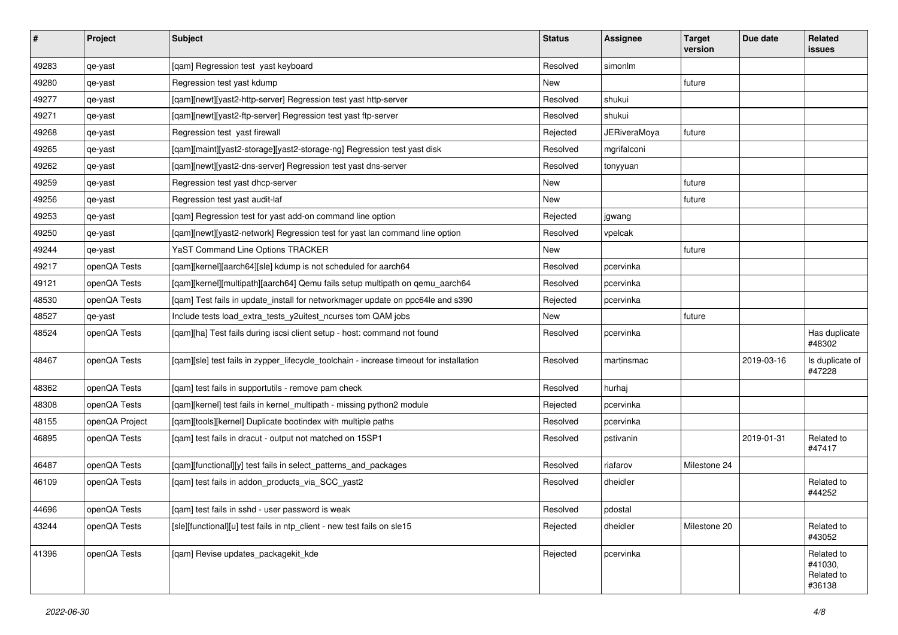| # | Project | Subject | Status | Assignee | Target version | Due date | Related issues |
|---|---|---|---|---|---|---|---|
| 49283 | qe-yast | [qam] Regression test  yast keyboard | Resolved | simonlm | | | |
| 49280 | qe-yast | Regression test yast kdump | New | | future | | |
| 49277 | qe-yast | [qam][newt][yast2-http-server] Regression test yast http-server | Resolved | shukui | | | |
| 49271 | qe-yast | [qam][newt][yast2-ftp-server] Regression test yast ftp-server | Resolved | shukui | | | |
| 49268 | qe-yast | Regression test  yast firewall | Rejected | JERiveraMoya | future | | |
| 49265 | qe-yast | [qam][maint][yast2-storage][yast2-storage-ng] Regression test yast disk | Resolved | mgrifalconi | | | |
| 49262 | qe-yast | [qam][newt][yast2-dns-server] Regression test yast dns-server | Resolved | tonyyuan | | | |
| 49259 | qe-yast | Regression test yast dhcp-server | New | | future | | |
| 49256 | qe-yast | Regression test yast audit-laf | New | | future | | |
| 49253 | qe-yast | [qam] Regression test for yast add-on command line option | Rejected | jgwang | | | |
| 49250 | qe-yast | [qam][newt][yast2-network] Regression test for yast lan command line option | Resolved | vpelcak | | | |
| 49244 | qe-yast | YaST Command Line Options TRACKER | New | | future | | |
| 49217 | openQA Tests | [qam][kernel][aarch64][sle] kdump is not scheduled for aarch64 | Resolved | pcervinka | | | |
| 49121 | openQA Tests | [qam][kernel][multipath][aarch64] Qemu fails setup multipath on qemu_aarch64 | Resolved | pcervinka | | | |
| 48530 | openQA Tests | [qam] Test fails in update_install for networkmager update on ppc64le and s390 | Rejected | pcervinka | | | |
| 48527 | qe-yast | Include tests load_extra_tests_y2uitest_ncurses tom QAM jobs | New | | future | | |
| 48524 | openQA Tests | [qam][ha] Test fails during iscsi client setup - host: command not found | Resolved | pcervinka | | | Has duplicate #48302 |
| 48467 | openQA Tests | [qam][sle] test fails in zypper_lifecycle_toolchain - increase timeout for installation | Resolved | martinsmac | | 2019-03-16 | Is duplicate of #47228 |
| 48362 | openQA Tests | [qam] test fails in supportutils - remove pam check | Resolved | hurhaj | | | |
| 48308 | openQA Tests | [qam][kernel] test fails in kernel_multipath - missing python2 module | Rejected | pcervinka | | | |
| 48155 | openQA Project | [qam][tools][kernel] Duplicate bootindex with multiple paths | Resolved | pcervinka | | | |
| 46895 | openQA Tests | [qam] test fails in dracut - output not matched on 15SP1 | Resolved | pstivanin | | 2019-01-31 | Related to #47417 |
| 46487 | openQA Tests | [qam][functional][y] test fails in select_patterns_and_packages | Resolved | riafarov | Milestone 24 | | |
| 46109 | openQA Tests | [qam] test fails in addon_products_via_SCC_yast2 | Resolved | dheidler | | | Related to #44252 |
| 44696 | openQA Tests | [qam] test fails in sshd - user password is weak | Resolved | pdostal | | | |
| 43244 | openQA Tests | [sle][functional][u] test fails in ntp_client - new test fails on sle15 | Rejected | dheidler | Milestone 20 | | Related to #43052 |
| 41396 | openQA Tests | [qam] Revise updates_packagekit_kde | Rejected | pcervinka | | | Related to #41030, Related to #36138 |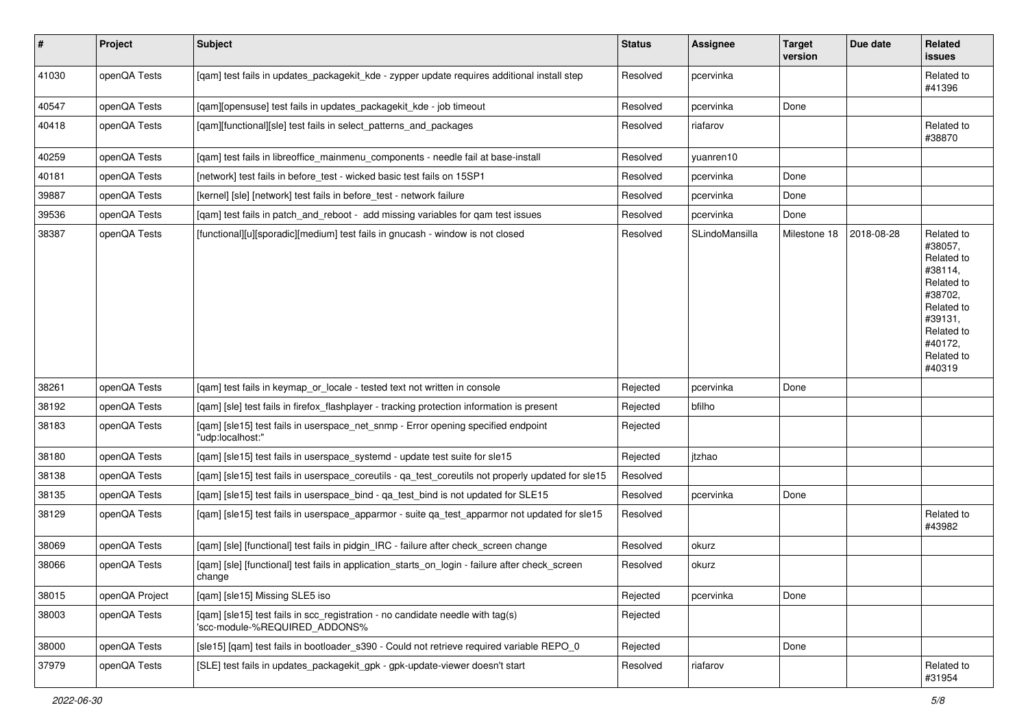| # | Project | Subject | Status | Assignee | Target version | Due date | Related issues |
|---|---|---|---|---|---|---|---|
| 41030 | openQA Tests | [qam] test fails in updates_packagekit_kde - zypper update requires additional install step | Resolved | pcervinka | | | Related to #41396 |
| 40547 | openQA Tests | [qam][opensuse] test fails in updates_packagekit_kde - job timeout | Resolved | pcervinka | Done | | |
| 40418 | openQA Tests | [qam][functional][sle] test fails in select_patterns_and_packages | Resolved | riafarov | | | Related to #38870 |
| 40259 | openQA Tests | [qam] test fails in libreoffice_mainmenu_components - needle fail at base-install | Resolved | yuanren10 | | | |
| 40181 | openQA Tests | [network] test fails in before_test - wicked basic test fails on 15SP1 | Resolved | pcervinka | Done | | |
| 39887 | openQA Tests | [kernel] [sle] [network] test fails in before_test - network failure | Resolved | pcervinka | Done | | |
| 39536 | openQA Tests | [qam] test fails in patch_and_reboot - add missing variables for qam test issues | Resolved | pcervinka | Done | | |
| 38387 | openQA Tests | [functional][u][sporadic][medium] test fails in gnucash - window is not closed | Resolved | SLindoMansilla | Milestone 18 | 2018-08-28 | Related to #38057, Related to #38114, Related to #38702, Related to #39131, Related to #40172, Related to #40319 |
| 38261 | openQA Tests | [qam] test fails in keymap_or_locale - tested text not written in console | Rejected | pcervinka | Done | | |
| 38192 | openQA Tests | [qam] [sle] test fails in firefox_flashplayer - tracking protection information is present | Rejected | bfilho | | | |
| 38183 | openQA Tests | [qam] [sle15] test fails in userspace_net_snmp - Error opening specified endpoint "udp:localhost:" | Rejected | | | | |
| 38180 | openQA Tests | [qam] [sle15] test fails in userspace_systemd - update test suite for sle15 | Rejected | jtzhao | | | |
| 38138 | openQA Tests | [qam] [sle15] test fails in userspace_coreutils - qa_test_coreutils not properly updated for sle15 | Resolved | | | | |
| 38135 | openQA Tests | [qam] [sle15] test fails in userspace_bind - qa_test_bind is not updated for SLE15 | Resolved | pcervinka | Done | | |
| 38129 | openQA Tests | [qam] [sle15] test fails in userspace_apparmor - suite qa_test_apparmor not updated for sle15 | Resolved | | | | Related to #43982 |
| 38069 | openQA Tests | [qam] [sle] [functional] test fails in pidgin_IRC - failure after check_screen change | Resolved | okurz | | | |
| 38066 | openQA Tests | [qam] [sle] [functional] test fails in application_starts_on_login - failure after check_screen change | Resolved | okurz | | | |
| 38015 | openQA Project | [qam] [sle15] Missing SLE5 iso | Rejected | pcervinka | Done | | |
| 38003 | openQA Tests | [qam] [sle15] test fails in scc_registration - no candidate needle with tag(s) 'scc-module-%REQUIRED_ADDONS% | Rejected | | | | |
| 38000 | openQA Tests | [sle15] [qam] test fails in bootloader_s390 - Could not retrieve required variable REPO_0 | Rejected | | Done | | |
| 37979 | openQA Tests | [SLE] test fails in updates_packagekit_gpk - gpk-update-viewer doesn't start | Resolved | riafarov | | | Related to #31954 |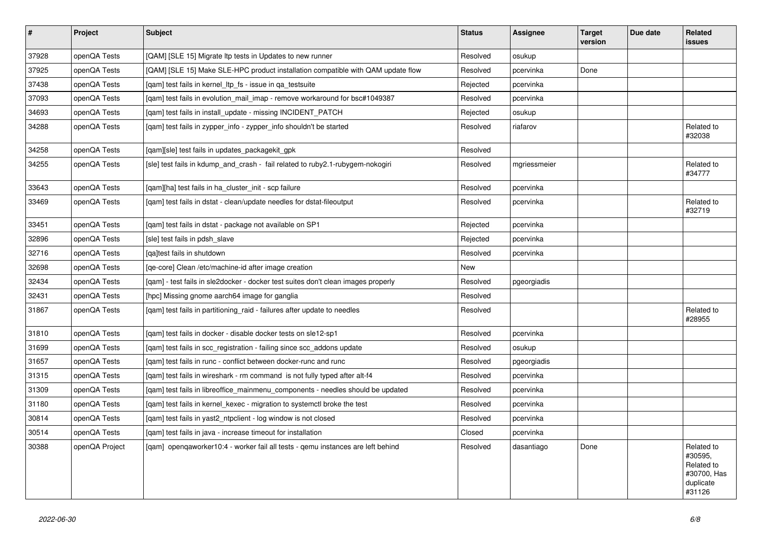| # | Project | Subject | Status | Assignee | Target version | Due date | Related issues |
|---|---|---|---|---|---|---|---|
| 37928 | openQA Tests | [QAM] [SLE 15] Migrate ltp tests in Updates to new runner | Resolved | osukup | | | |
| 37925 | openQA Tests | [QAM] [SLE 15] Make SLE-HPC product installation compatible with QAM update flow | Resolved | pcervinka | Done | | |
| 37438 | openQA Tests | [qam] test fails in kernel_ltp_fs - issue in qa_testsuite | Rejected | pcervinka | | | |
| 37093 | openQA Tests | [qam] test fails in evolution_mail_imap - remove workaround for bsc#1049387 | Resolved | pcervinka | | | |
| 34693 | openQA Tests | [qam] test fails in install_update - missing INCIDENT_PATCH | Rejected | osukup | | | |
| 34288 | openQA Tests | [qam] test fails in zypper_info - zypper_info shouldn't be started | Resolved | riafarov | | | Related to #32038 |
| 34258 | openQA Tests | [qam][sle] test fails in updates_packagekit_gpk | Resolved | | | | |
| 34255 | openQA Tests | [sle] test fails in kdump_and_crash - fail related to ruby2.1-rubygem-nokogiri | Resolved | mgriessmeier | | | Related to #34777 |
| 33643 | openQA Tests | [qam][ha] test fails in ha_cluster_init - scp failure | Resolved | pcervinka | | | |
| 33469 | openQA Tests | [qam] test fails in dstat - clean/update needles for dstat-fileoutput | Resolved | pcervinka | | | Related to #32719 |
| 33451 | openQA Tests | [qam] test fails in dstat - package not available on SP1 | Rejected | pcervinka | | | |
| 32896 | openQA Tests | [sle] test fails in pdsh_slave | Rejected | pcervinka | | | |
| 32716 | openQA Tests | [qa]test fails in shutdown | Resolved | pcervinka | | | |
| 32698 | openQA Tests | [qe-core] Clean /etc/machine-id after image creation | New | | | | |
| 32434 | openQA Tests | [qam] - test fails in sle2docker - docker test suites don't clean images properly | Resolved | pgeorgiadis | | | |
| 32431 | openQA Tests | [hpc] Missing gnome aarch64 image for ganglia | Resolved | | | | |
| 31867 | openQA Tests | [qam] test fails in partitioning_raid - failures after update to needles | Resolved | | | | Related to #28955 |
| 31810 | openQA Tests | [qam] test fails in docker - disable docker tests on sle12-sp1 | Resolved | pcervinka | | | |
| 31699 | openQA Tests | [qam] test fails in scc_registration - failing since scc_addons update | Resolved | osukup | | | |
| 31657 | openQA Tests | [qam] test fails in runc - conflict between docker-runc and runc | Resolved | pgeorgiadis | | | |
| 31315 | openQA Tests | [qam] test fails in wireshark - rm command is not fully typed after alt-f4 | Resolved | pcervinka | | | |
| 31309 | openQA Tests | [qam] test fails in libreoffice_mainmenu_components - needles should be updated | Resolved | pcervinka | | | |
| 31180 | openQA Tests | [qam] test fails in kernel_kexec - migration to systemctl broke the test | Resolved | pcervinka | | | |
| 30814 | openQA Tests | [qam] test fails in yast2_ntpclient - log window is not closed | Resolved | pcervinka | | | |
| 30514 | openQA Tests | [qam] test fails in java - increase timeout for installation | Closed | pcervinka | | | |
| 30388 | openQA Project | [qam] openqaworker10:4 - worker fail all tests - qemu instances are left behind | Resolved | dasantiago | Done | | Related to #30595, Related to #30700, Has duplicate #31126 |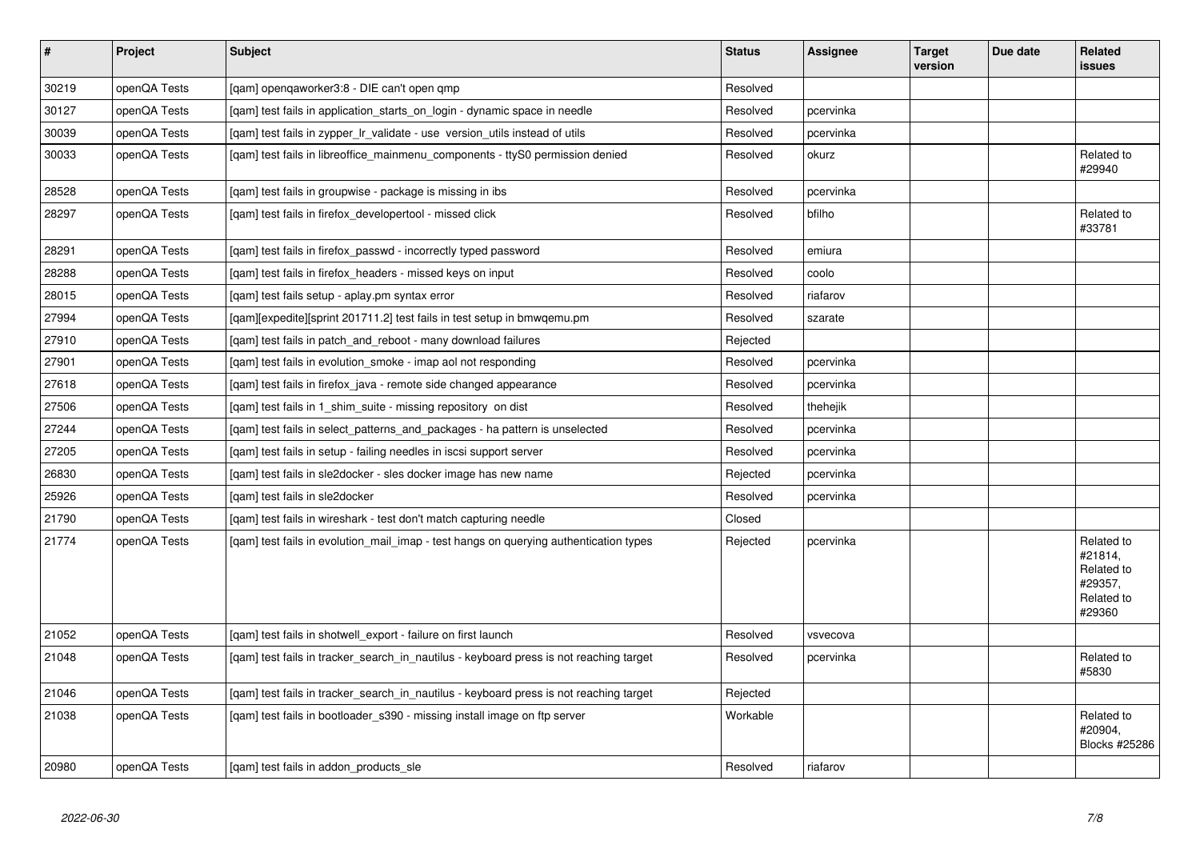| # | Project | Subject | Status | Assignee | Target version | Due date | Related issues |
|---|---|---|---|---|---|---|---|
| 30219 | openQA Tests | [qam] openqaworker3:8 - DIE can't open qmp | Resolved | | | | |
| 30127 | openQA Tests | [qam] test fails in application_starts_on_login - dynamic space in needle | Resolved | pcervinka | | | |
| 30039 | openQA Tests | [qam] test fails in zypper_lr_validate - use version_utils instead of utils | Resolved | pcervinka | | | |
| 30033 | openQA Tests | [qam] test fails in libreoffice_mainmenu_components - ttyS0 permission denied | Resolved | okurz | | | Related to #29940 |
| 28528 | openQA Tests | [qam] test fails in groupwise - package is missing in ibs | Resolved | pcervinka | | | |
| 28297 | openQA Tests | [qam] test fails in firefox_developertool - missed click | Resolved | bfilho | | | Related to #33781 |
| 28291 | openQA Tests | [qam] test fails in firefox_passwd - incorrectly typed password | Resolved | emiura | | | |
| 28288 | openQA Tests | [qam] test fails in firefox_headers - missed keys on input | Resolved | coolo | | | |
| 28015 | openQA Tests | [qam] test fails setup - aplay.pm syntax error | Resolved | riafarov | | | |
| 27994 | openQA Tests | [qam][expedite][sprint 201711.2] test fails in test setup in bmwqemu.pm | Resolved | szarate | | | |
| 27910 | openQA Tests | [qam] test fails in patch_and_reboot - many download failures | Rejected | | | | |
| 27901 | openQA Tests | [qam] test fails in evolution_smoke - imap aol not responding | Resolved | pcervinka | | | |
| 27618 | openQA Tests | [qam] test fails in firefox_java - remote side changed appearance | Resolved | pcervinka | | | |
| 27506 | openQA Tests | [qam] test fails in 1_shim_suite - missing repository on dist | Resolved | thehejik | | | |
| 27244 | openQA Tests | [qam] test fails in select_patterns_and_packages - ha pattern is unselected | Resolved | pcervinka | | | |
| 27205 | openQA Tests | [qam] test fails in setup - failing needles in iscsi support server | Resolved | pcervinka | | | |
| 26830 | openQA Tests | [qam] test fails in sle2docker - sles docker image has new name | Rejected | pcervinka | | | |
| 25926 | openQA Tests | [qam] test fails in sle2docker | Resolved | pcervinka | | | |
| 21790 | openQA Tests | [qam] test fails in wireshark - test don't match capturing needle | Closed | | | | |
| 21774 | openQA Tests | [qam] test fails in evolution_mail_imap - test hangs on querying authentication types | Rejected | pcervinka | | | Related to #21814, Related to #29357, Related to #29360 |
| 21052 | openQA Tests | [qam] test fails in shotwell_export - failure on first launch | Resolved | vsvecova | | | |
| 21048 | openQA Tests | [qam] test fails in tracker_search_in_nautilus - keyboard press is not reaching target | Resolved | pcervinka | | | Related to #5830 |
| 21046 | openQA Tests | [qam] test fails in tracker_search_in_nautilus - keyboard press is not reaching target | Rejected | | | | |
| 21038 | openQA Tests | [qam] test fails in bootloader_s390 - missing install image on ftp server | Workable | | | | Related to #20904, Blocks #25286 |
| 20980 | openQA Tests | [qam] test fails in addon_products_sle | Resolved | riafarov | | | |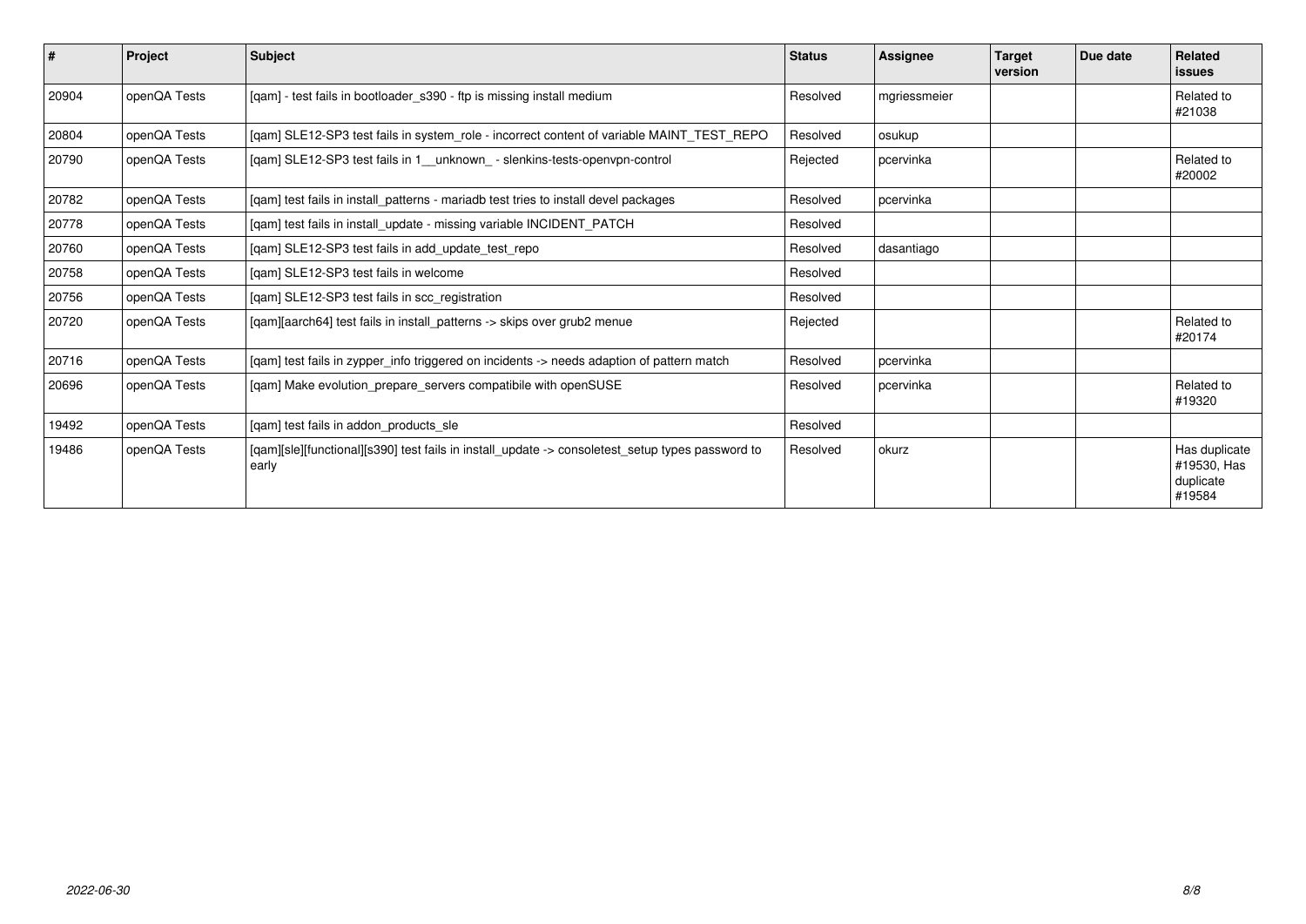| # | Project | Subject | Status | Assignee | Target version | Due date | Related issues |
|---|---|---|---|---|---|---|---|
| 20904 | openQA Tests | [qam] - test fails in bootloader_s390 - ftp is missing install medium | Resolved | mgriessmeier | | | Related to #21038 |
| 20804 | openQA Tests | [qam] SLE12-SP3 test fails in system_role - incorrect content of variable MAINT_TEST_REPO | Resolved | osukup | | | |
| 20790 | openQA Tests | [qam] SLE12-SP3 test fails in 1__unknown_ - slenkins-tests-openvpn-control | Rejected | pcervinka | | | Related to #20002 |
| 20782 | openQA Tests | [qam] test fails in install_patterns - mariadb test tries to install devel packages | Resolved | pcervinka | | | |
| 20778 | openQA Tests | [qam] test fails in install_update - missing variable INCIDENT_PATCH | Resolved | | | | |
| 20760 | openQA Tests | [qam] SLE12-SP3 test fails in add_update_test_repo | Resolved | dasantiago | | | |
| 20758 | openQA Tests | [qam] SLE12-SP3 test fails in welcome | Resolved | | | | |
| 20756 | openQA Tests | [qam] SLE12-SP3 test fails in scc_registration | Resolved | | | | |
| 20720 | openQA Tests | [qam][aarch64] test fails in install_patterns -> skips over grub2 menue | Rejected | | | | Related to #20174 |
| 20716 | openQA Tests | [qam] test fails in zypper_info triggered on incidents -> needs adaption of pattern match | Resolved | pcervinka | | | |
| 20696 | openQA Tests | [qam] Make evolution_prepare_servers compatibile with openSUSE | Resolved | pcervinka | | | Related to #19320 |
| 19492 | openQA Tests | [qam] test fails in addon_products_sle | Resolved | | | | |
| 19486 | openQA Tests | [qam][sle][functional][s390] test fails in install_update -> consoletest_setup types password to early | Resolved | okurz | | | Has duplicate #19530, Has duplicate #19584 |